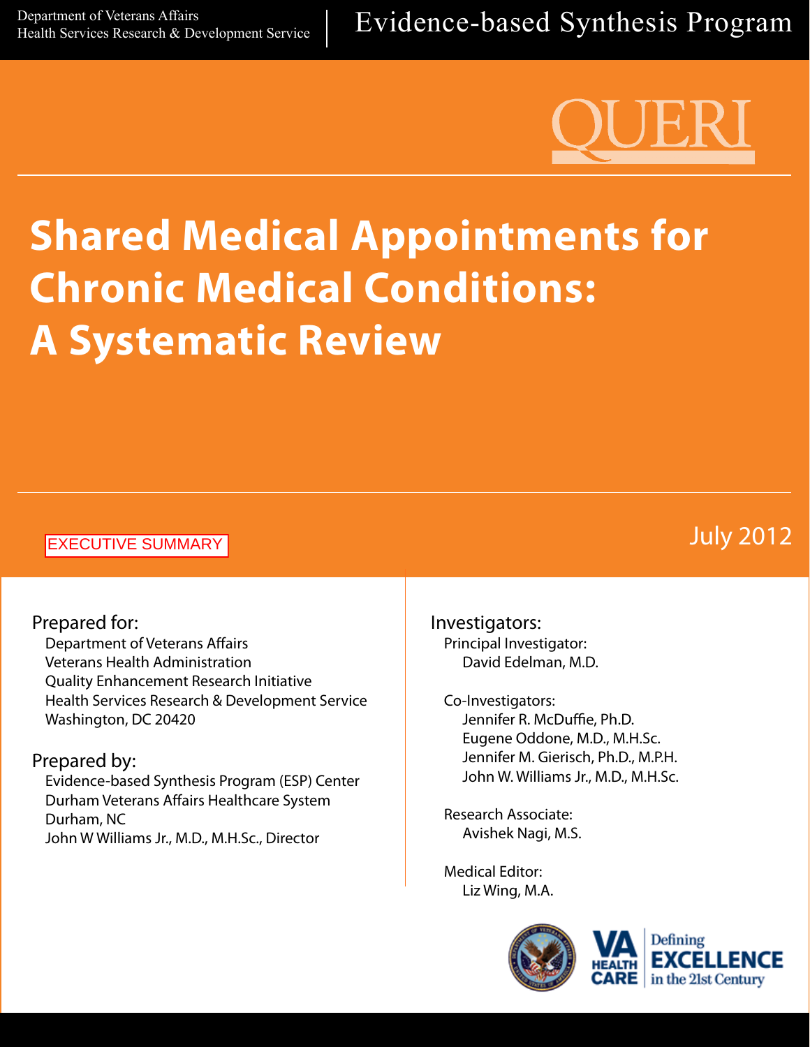Department of Veterans Affairs
Health Services Research & Development Service

Evidence-based Synthesis Program

QUERI

# Shared Medical Appointments for Chronic Medical Conditions: A Systematic Review

EXECUTIVE SUMMARY

July 2012

**Prepared for:**
Department of Veterans Affairs
Veterans Health Administration
Quality Enhancement Research Initiative
Health Services Research & Development Service
Washington, DC 20420

**Prepared by:**
Evidence-based Synthesis Program (ESP) Center
Durham Veterans Affairs Healthcare System
Durham, NC
John W Williams Jr., M.D., M.H.Sc., Director

**Investigators:**

Principal Investigator:
David Edelman, M.D.

Co-Investigators:
Jennifer R. McDuffie, Ph.D.
Eugene Oddone, M.D., M.H.Sc.
Jennifer M. Gierisch, Ph.D., M.P.H.
John W. Williams Jr., M.D., M.H.Sc.

Research Associate:
Avishek Nagi, M.S.

Medical Editor:
Liz Wing, M.A.

VA HEALTH CARE | Defining EXCELLENCE in the 21st Century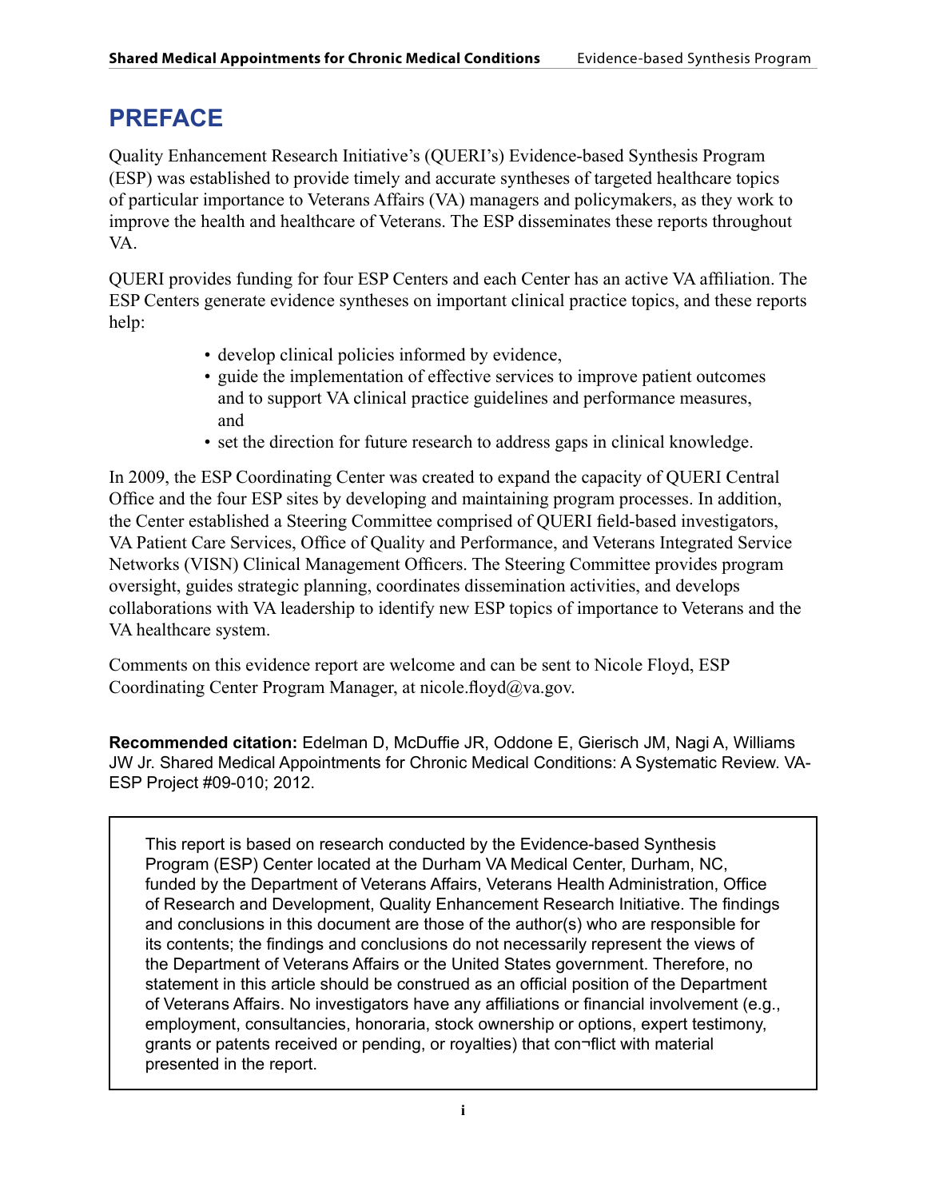# PREFACE

Quality Enhancement Research Initiative's (QUERI's) Evidence-based Synthesis Program (ESP) was established to provide timely and accurate syntheses of targeted healthcare topics of particular importance to Veterans Affairs (VA) managers and policymakers, as they work to improve the health and healthcare of Veterans. The ESP disseminates these reports throughout VA.

QUERI provides funding for four ESP Centers and each Center has an active VA affiliation. The ESP Centers generate evidence syntheses on important clinical practice topics, and these reports help:

- develop clinical policies informed by evidence,
- guide the implementation of effective services to improve patient outcomes and to support VA clinical practice guidelines and performance measures, and
- set the direction for future research to address gaps in clinical knowledge.

In 2009, the ESP Coordinating Center was created to expand the capacity of QUERI Central Office and the four ESP sites by developing and maintaining program processes. In addition, the Center established a Steering Committee comprised of QUERI field-based investigators, VA Patient Care Services, Office of Quality and Performance, and Veterans Integrated Service Networks (VISN) Clinical Management Officers. The Steering Committee provides program oversight, guides strategic planning, coordinates dissemination activities, and develops collaborations with VA leadership to identify new ESP topics of importance to Veterans and the VA healthcare system.

Comments on this evidence report are welcome and can be sent to Nicole Floyd, ESP Coordinating Center Program Manager, at nicole.floyd@va.gov.

**Recommended citation:** Edelman D, McDuffie JR, Oddone E, Gierisch JM, Nagi A, Williams JW Jr. Shared Medical Appointments for Chronic Medical Conditions: A Systematic Review. VA-ESP Project #09-010; 2012.

This report is based on research conducted by the Evidence-based Synthesis Program (ESP) Center located at the Durham VA Medical Center, Durham, NC, funded by the Department of Veterans Affairs, Veterans Health Administration, Office of Research and Development, Quality Enhancement Research Initiative. The findings and conclusions in this document are those of the author(s) who are responsible for its contents; the findings and conclusions do not necessarily represent the views of the Department of Veterans Affairs or the United States government. Therefore, no statement in this article should be construed as an official position of the Department of Veterans Affairs. No investigators have any affiliations or financial involvement (e.g., employment, consultancies, honoraria, stock ownership or options, expert testimony, grants or patents received or pending, or royalties) that con¬flict with material presented in the report.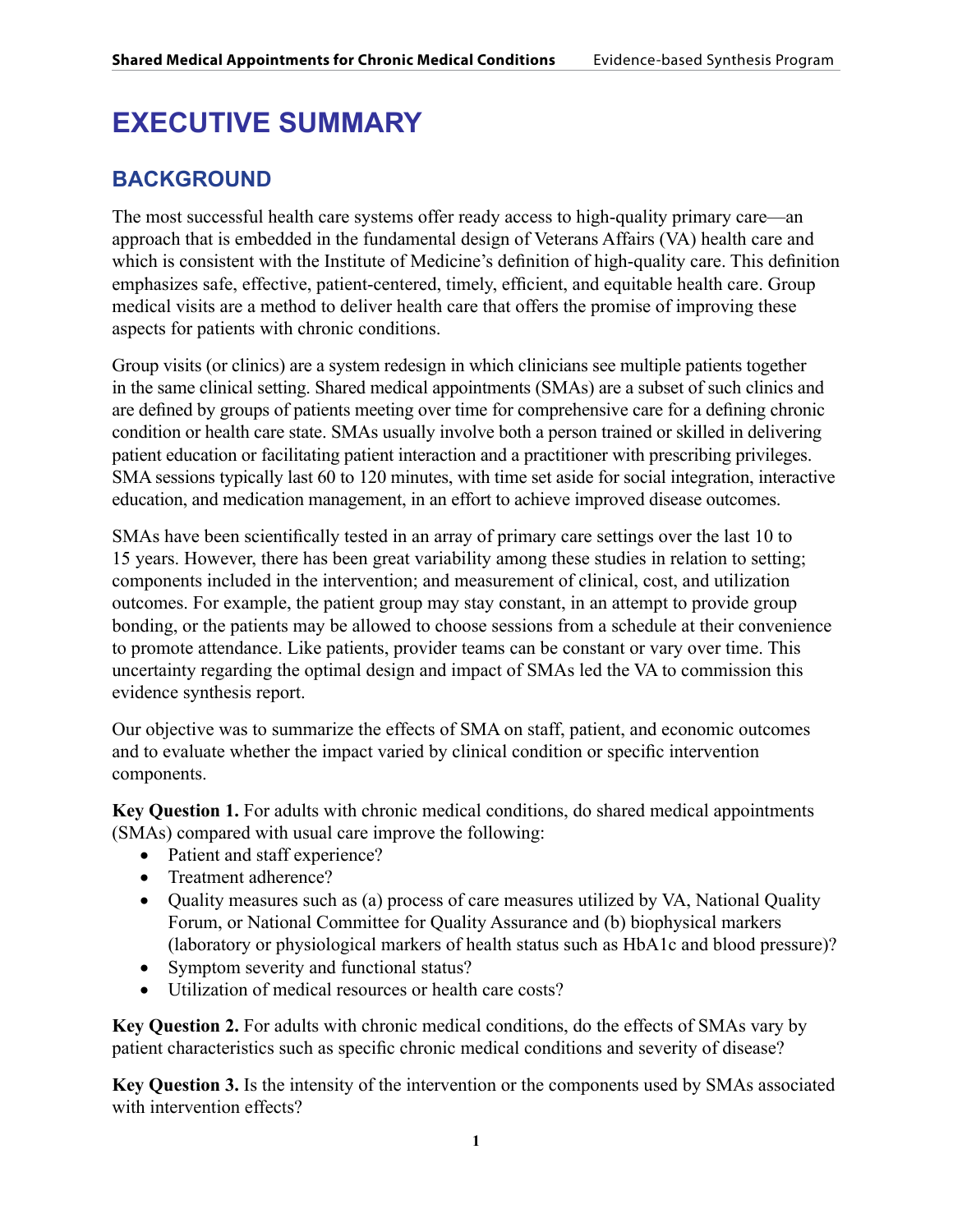# EXECUTIVE SUMMARY

## BACKGROUND

The most successful health care systems offer ready access to high-quality primary care—an approach that is embedded in the fundamental design of Veterans Affairs (VA) health care and which is consistent with the Institute of Medicine's definition of high-quality care. This definition emphasizes safe, effective, patient-centered, timely, efficient, and equitable health care. Group medical visits are a method to deliver health care that offers the promise of improving these aspects for patients with chronic conditions.

Group visits (or clinics) are a system redesign in which clinicians see multiple patients together in the same clinical setting. Shared medical appointments (SMAs) are a subset of such clinics and are defined by groups of patients meeting over time for comprehensive care for a defining chronic condition or health care state. SMAs usually involve both a person trained or skilled in delivering patient education or facilitating patient interaction and a practitioner with prescribing privileges. SMA sessions typically last 60 to 120 minutes, with time set aside for social integration, interactive education, and medication management, in an effort to achieve improved disease outcomes.

SMAs have been scientifically tested in an array of primary care settings over the last 10 to 15 years. However, there has been great variability among these studies in relation to setting; components included in the intervention; and measurement of clinical, cost, and utilization outcomes. For example, the patient group may stay constant, in an attempt to provide group bonding, or the patients may be allowed to choose sessions from a schedule at their convenience to promote attendance. Like patients, provider teams can be constant or vary over time. This uncertainty regarding the optimal design and impact of SMAs led the VA to commission this evidence synthesis report.

Our objective was to summarize the effects of SMA on staff, patient, and economic outcomes and to evaluate whether the impact varied by clinical condition or specific intervention components.

**Key Question 1.** For adults with chronic medical conditions, do shared medical appointments (SMAs) compared with usual care improve the following:

- Patient and staff experience?
- Treatment adherence?
- Quality measures such as (a) process of care measures utilized by VA, National Quality Forum, or National Committee for Quality Assurance and (b) biophysical markers (laboratory or physiological markers of health status such as HbA1c and blood pressure)?
- Symptom severity and functional status?
- Utilization of medical resources or health care costs?

**Key Question 2.** For adults with chronic medical conditions, do the effects of SMAs vary by patient characteristics such as specific chronic medical conditions and severity of disease?

**Key Question 3.** Is the intensity of the intervention or the components used by SMAs associated with intervention effects?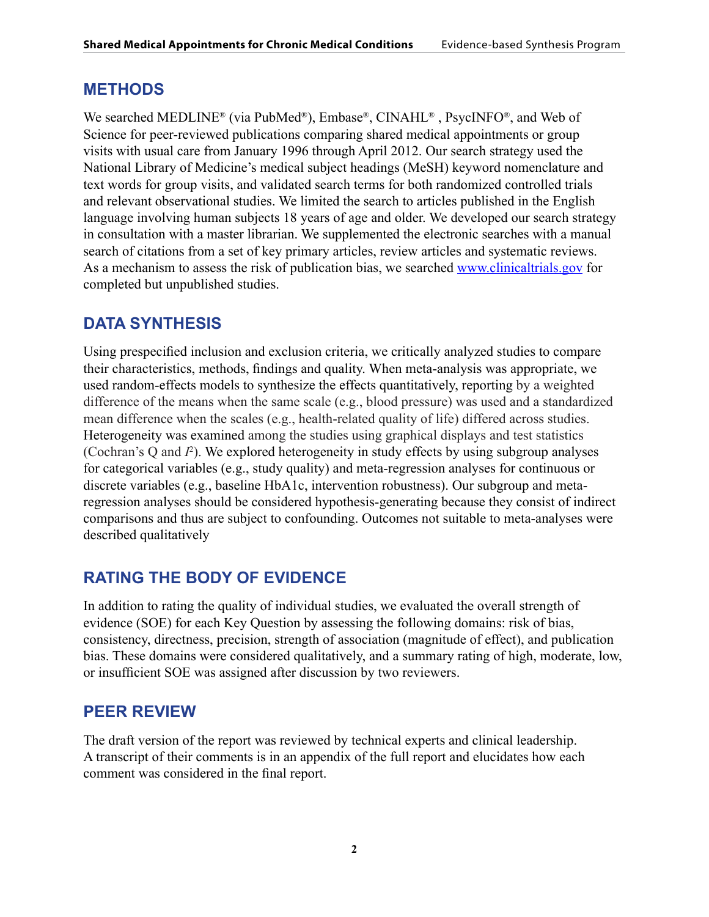## METHODS

We searched MEDLINE® (via PubMed®), Embase®, CINAHL® , PsycINFO®, and Web of Science for peer-reviewed publications comparing shared medical appointments or group visits with usual care from January 1996 through April 2012. Our search strategy used the National Library of Medicine's medical subject headings (MeSH) keyword nomenclature and text words for group visits, and validated search terms for both randomized controlled trials and relevant observational studies. We limited the search to articles published in the English language involving human subjects 18 years of age and older. We developed our search strategy in consultation with a master librarian. We supplemented the electronic searches with a manual search of citations from a set of key primary articles, review articles and systematic reviews. As a mechanism to assess the risk of publication bias, we searched www.clinicaltrials.gov for completed but unpublished studies.

## DATA SYNTHESIS

Using prespecified inclusion and exclusion criteria, we critically analyzed studies to compare their characteristics, methods, findings and quality. When meta-analysis was appropriate, we used random-effects models to synthesize the effects quantitatively, reporting by a weighted difference of the means when the same scale (e.g., blood pressure) was used and a standardized mean difference when the scales (e.g., health-related quality of life) differed across studies. Heterogeneity was examined among the studies using graphical displays and test statistics (Cochran's Q and $I^2$). We explored heterogeneity in study effects by using subgroup analyses for categorical variables (e.g., study quality) and meta-regression analyses for continuous or discrete variables (e.g., baseline HbA1c, intervention robustness). Our subgroup and meta-regression analyses should be considered hypothesis-generating because they consist of indirect comparisons and thus are subject to confounding. Outcomes not suitable to meta-analyses were described qualitatively

## RATING THE BODY OF EVIDENCE

In addition to rating the quality of individual studies, we evaluated the overall strength of evidence (SOE) for each Key Question by assessing the following domains: risk of bias, consistency, directness, precision, strength of association (magnitude of effect), and publication bias. These domains were considered qualitatively, and a summary rating of high, moderate, low, or insufficient SOE was assigned after discussion by two reviewers.

## PEER REVIEW

The draft version of the report was reviewed by technical experts and clinical leadership. A transcript of their comments is in an appendix of the full report and elucidates how each comment was considered in the final report.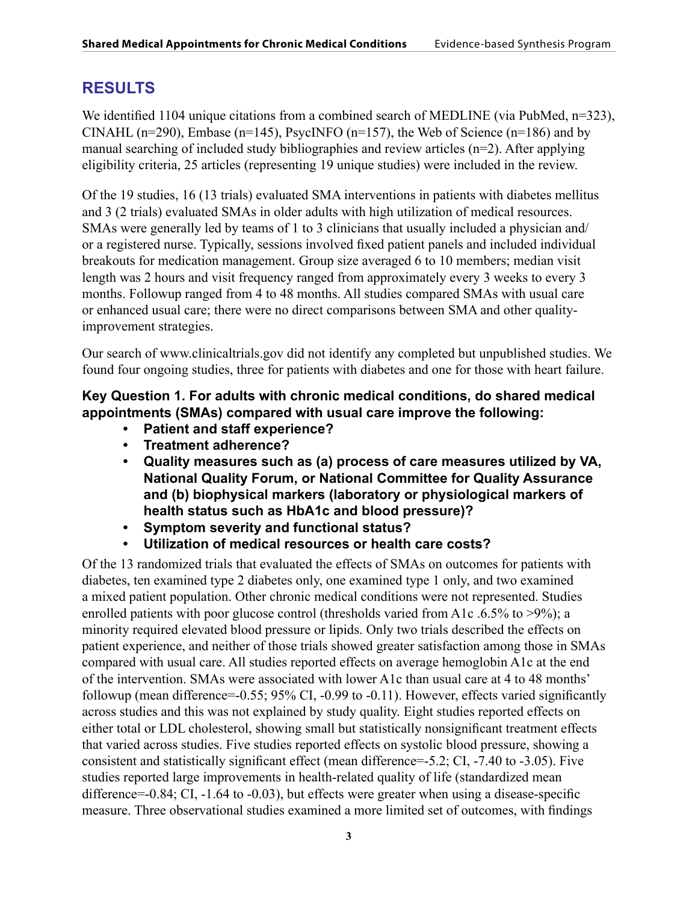## RESULTS

We identified 1104 unique citations from a combined search of MEDLINE (via PubMed, n=323), CINAHL (n=290), Embase (n=145), PsycINFO (n=157), the Web of Science (n=186) and by manual searching of included study bibliographies and review articles (n=2). After applying eligibility criteria, 25 articles (representing 19 unique studies) were included in the review.

Of the 19 studies, 16 (13 trials) evaluated SMA interventions in patients with diabetes mellitus and 3 (2 trials) evaluated SMAs in older adults with high utilization of medical resources. SMAs were generally led by teams of 1 to 3 clinicians that usually included a physician and/or a registered nurse. Typically, sessions involved fixed patient panels and included individual breakouts for medication management. Group size averaged 6 to 10 members; median visit length was 2 hours and visit frequency ranged from approximately every 3 weeks to every 3 months. Followup ranged from 4 to 48 months. All studies compared SMAs with usual care or enhanced usual care; there were no direct comparisons between SMA and other quality-improvement strategies.

Our search of www.clinicaltrials.gov did not identify any completed but unpublished studies. We found four ongoing studies, three for patients with diabetes and one for those with heart failure.

### Key Question 1. For adults with chronic medical conditions, do shared medical appointments (SMAs) compared with usual care improve the following:

- **Patient and staff experience?**
- **Treatment adherence?**
- **Quality measures such as (a) process of care measures utilized by VA, National Quality Forum, or National Committee for Quality Assurance and (b) biophysical markers (laboratory or physiological markers of health status such as HbA1c and blood pressure)?**
- **Symptom severity and functional status?**
- **Utilization of medical resources or health care costs?**

Of the 13 randomized trials that evaluated the effects of SMAs on outcomes for patients with diabetes, ten examined type 2 diabetes only, one examined type 1 only, and two examined a mixed patient population. Other chronic medical conditions were not represented. Studies enrolled patients with poor glucose control (thresholds varied from A1c .6.5% to >9%); a minority required elevated blood pressure or lipids. Only two trials described the effects on patient experience, and neither of those trials showed greater satisfaction among those in SMAs compared with usual care. All studies reported effects on average hemoglobin A1c at the end of the intervention. SMAs were associated with lower A1c than usual care at 4 to 48 months' followup (mean difference=-0.55; 95% CI, -0.99 to -0.11). However, effects varied significantly across studies and this was not explained by study quality. Eight studies reported effects on either total or LDL cholesterol, showing small but statistically nonsignificant treatment effects that varied across studies. Five studies reported effects on systolic blood pressure, showing a consistent and statistically significant effect (mean difference=-5.2; CI, -7.40 to -3.05). Five studies reported large improvements in health-related quality of life (standardized mean difference=-0.84; CI, -1.64 to -0.03), but effects were greater when using a disease-specific measure. Three observational studies examined a more limited set of outcomes, with findings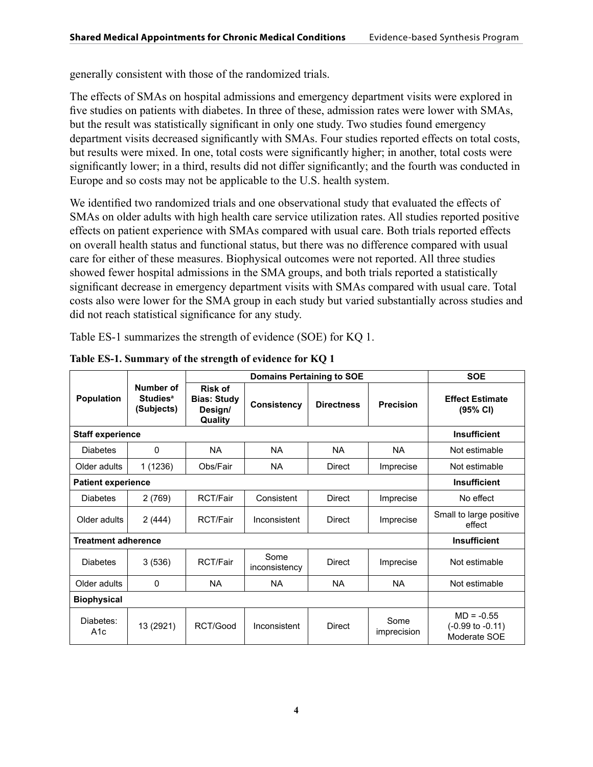generally consistent with those of the randomized trials.

The effects of SMAs on hospital admissions and emergency department visits were explored in five studies on patients with diabetes. In three of these, admission rates were lower with SMAs, but the result was statistically significant in only one study. Two studies found emergency department visits decreased significantly with SMAs. Four studies reported effects on total costs, but results were mixed. In one, total costs were significantly higher; in another, total costs were significantly lower; in a third, results did not differ significantly; and the fourth was conducted in Europe and so costs may not be applicable to the U.S. health system.

We identified two randomized trials and one observational study that evaluated the effects of SMAs on older adults with high health care service utilization rates. All studies reported positive effects on patient experience with SMAs compared with usual care. Both trials reported effects on overall health status and functional status, but there was no difference compared with usual care for either of these measures. Biophysical outcomes were not reported. All three studies showed fewer hospital admissions in the SMA groups, and both trials reported a statistically significant decrease in emergency department visits with SMAs compared with usual care. Total costs also were lower for the SMA group in each study but varied substantially across studies and did not reach statistical significance for any study.

Table ES-1 summarizes the strength of evidence (SOE) for KQ 1.

**Table ES-1. Summary of the strength of evidence for KQ 1**

| Population | Number of Studies[a] (Subjects) | Domains Pertaining to SOE | | | | SOE |
|---|---|---|---|---|---|---|
| | | Risk of Bias: Study Design/ Quality | Consistency | Directness | Precision | Effect Estimate (95% CI) |
| **Staff experience** | | | | | | **Insufficient** |
| Diabetes | 0 | NA | NA | NA | NA | Not estimable |
| Older adults | 1 (1236) | Obs/Fair | NA | Direct | Imprecise | Not estimable |
| **Patient experience** | | | | | | **Insufficient** |
| Diabetes | 2 (769) | RCT/Fair | Consistent | Direct | Imprecise | No effect |
| Older adults | 2 (444) | RCT/Fair | Inconsistent | Direct | Imprecise | Small to large positive effect |
| **Treatment adherence** | | | | | | **Insufficient** |
| Diabetes | 3 (536) | RCT/Fair | Some inconsistency | Direct | Imprecise | Not estimable |
| Older adults | 0 | NA | NA | NA | NA | Not estimable |
| **Biophysical** | | | | | | |
| Diabetes: A1c | 13 (2921) | RCT/Good | Inconsistent | Direct | Some imprecision | MD = -0.55 (-0.99 to -0.11) Moderate SOE |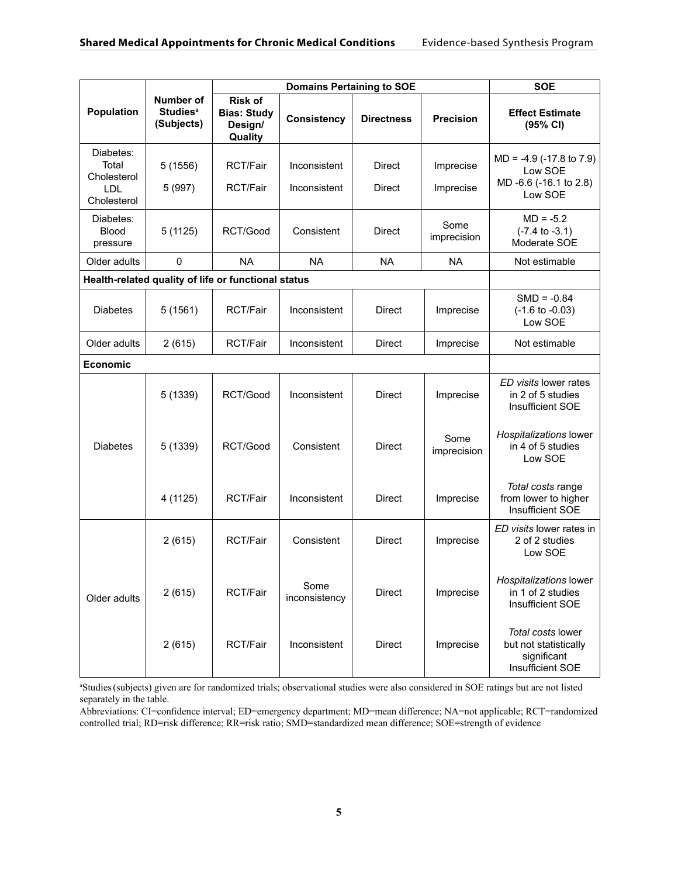| Population | Number of Studies[a] (Subjects) | Domains Pertaining to SOE | | | | SOE |
|---|---|---|---|---|---|---|
| | | Risk of Bias: Study Design/ Quality | Consistency | Directness | Precision | Effect Estimate (95% CI) |
| Diabetes: Total Cholesterol<br>LDL Cholesterol | 5 (1556)<br>5 (997) | RCT/Fair<br>RCT/Fair | Inconsistent<br>Inconsistent | Direct<br>Direct | Imprecise<br>Imprecise | MD = -4.9 (-17.8 to 7.9) Low SOE<br>MD -6.6 (-16.1 to 2.8) Low SOE |
| Diabetes: Blood pressure | 5 (1125) | RCT/Good | Consistent | Direct | Some imprecision | MD = -5.2 (-7.4 to -3.1) Moderate SOE |
| Older adults | 0 | NA | NA | NA | NA | Not estimable |
| **Health-related quality of life or functional status** | | | | | | |
| Diabetes | 5 (1561) | RCT/Fair | Inconsistent | Direct | Imprecise | SMD = -0.84 (-1.6 to -0.03) Low SOE |
| Older adults | 2 (615) | RCT/Fair | Inconsistent | Direct | Imprecise | Not estimable |
| **Economic** | | | | | | |
| Diabetes | 5 (1339) | RCT/Good | Inconsistent | Direct | Imprecise | *ED visits* lower rates in 2 of 5 studies Insufficient SOE |
| | 5 (1339) | RCT/Good | Consistent | Direct | Some imprecision | *Hospitalizations* lower in 4 of 5 studies Low SOE |
| | 4 (1125) | RCT/Fair | Inconsistent | Direct | Imprecise | *Total costs* range from lower to higher Insufficient SOE |
| Older adults | 2 (615) | RCT/Fair | Consistent | Direct | Imprecise | *ED visits* lower rates in 2 of 2 studies Low SOE |
| | 2 (615) | RCT/Fair | Some inconsistency | Direct | Imprecise | *Hospitalizations* lower in 1 of 2 studies Insufficient SOE |
| | 2 (615) | RCT/Fair | Inconsistent | Direct | Imprecise | *Total costs* lower but not statistically significant Insufficient SOE |

[a]Studies (subjects) given are for randomized trials; observational studies were also considered in SOE ratings but are not listed separately in the table.

Abbreviations: CI=confidence interval; ED=emergency department; MD=mean difference; NA=not applicable; RCT=randomized controlled trial; RD=risk difference; RR=risk ratio; SMD=standardized mean difference; SOE=strength of evidence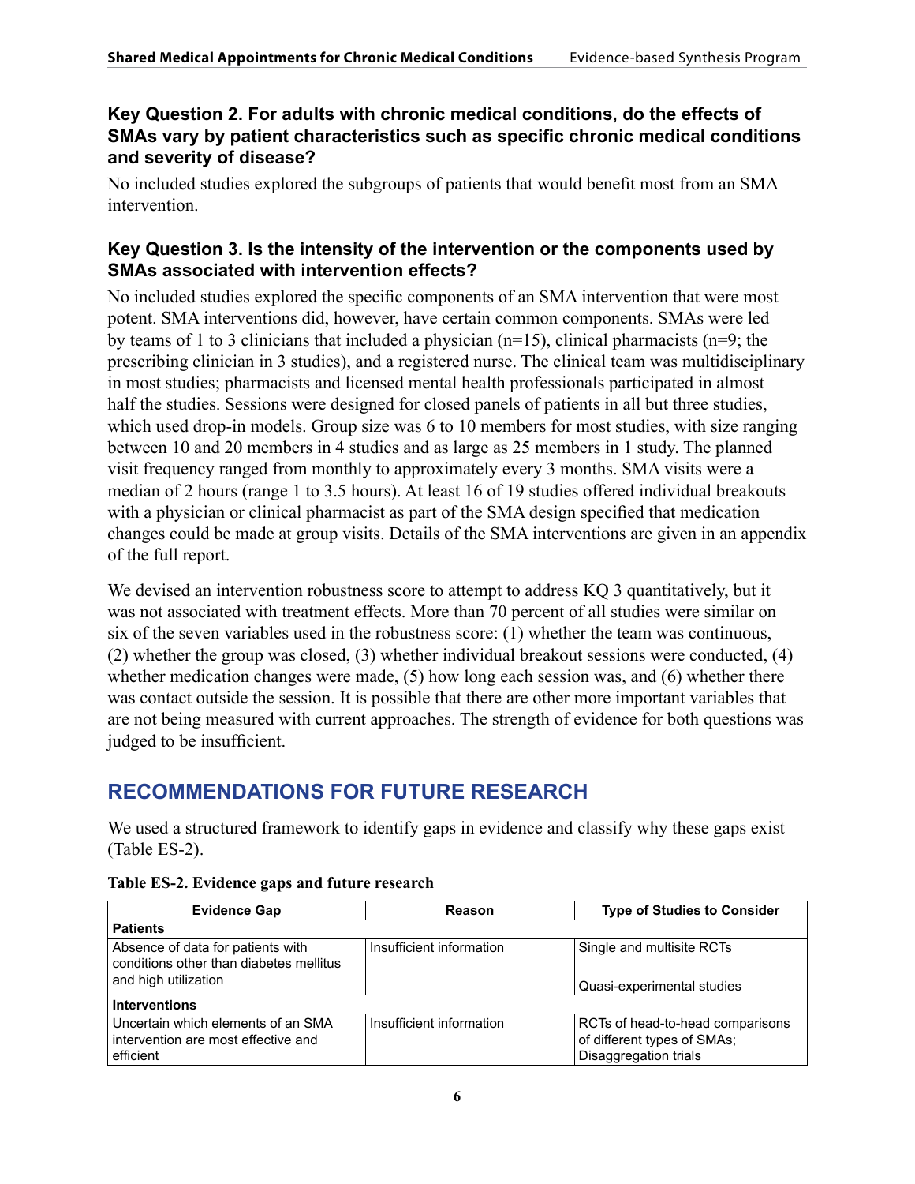### Key Question 2. For adults with chronic medical conditions, do the effects of SMAs vary by patient characteristics such as specific chronic medical conditions and severity of disease?

No included studies explored the subgroups of patients that would benefit most from an SMA intervention.

### Key Question 3. Is the intensity of the intervention or the components used by SMAs associated with intervention effects?

No included studies explored the specific components of an SMA intervention that were most potent. SMA interventions did, however, have certain common components. SMAs were led by teams of 1 to 3 clinicians that included a physician (n=15), clinical pharmacists (n=9; the prescribing clinician in 3 studies), and a registered nurse. The clinical team was multidisciplinary in most studies; pharmacists and licensed mental health professionals participated in almost half the studies. Sessions were designed for closed panels of patients in all but three studies, which used drop-in models. Group size was 6 to 10 members for most studies, with size ranging between 10 and 20 members in 4 studies and as large as 25 members in 1 study. The planned visit frequency ranged from monthly to approximately every 3 months. SMA visits were a median of 2 hours (range 1 to 3.5 hours). At least 16 of 19 studies offered individual breakouts with a physician or clinical pharmacist as part of the SMA design specified that medication changes could be made at group visits. Details of the SMA interventions are given in an appendix of the full report.

We devised an intervention robustness score to attempt to address KQ 3 quantitatively, but it was not associated with treatment effects. More than 70 percent of all studies were similar on six of the seven variables used in the robustness score: (1) whether the team was continuous, (2) whether the group was closed, (3) whether individual breakout sessions were conducted, (4) whether medication changes were made, (5) how long each session was, and (6) whether there was contact outside the session. It is possible that there are other more important variables that are not being measured with current approaches. The strength of evidence for both questions was judged to be insufficient.

## RECOMMENDATIONS FOR FUTURE RESEARCH

We used a structured framework to identify gaps in evidence and classify why these gaps exist (Table ES-2).

**Table ES-2. Evidence gaps and future research**

| Evidence Gap | Reason | Type of Studies to Consider |
|---|---|---|
| **Patients** | | |
| Absence of data for patients with conditions other than diabetes mellitus and high utilization | Insufficient information | Single and multisite RCTs<br><br>Quasi-experimental studies |
| **Interventions** | | |
| Uncertain which elements of an SMA intervention are most effective and efficient | Insufficient information | RCTs of head-to-head comparisons of different types of SMAs; Disaggregation trials |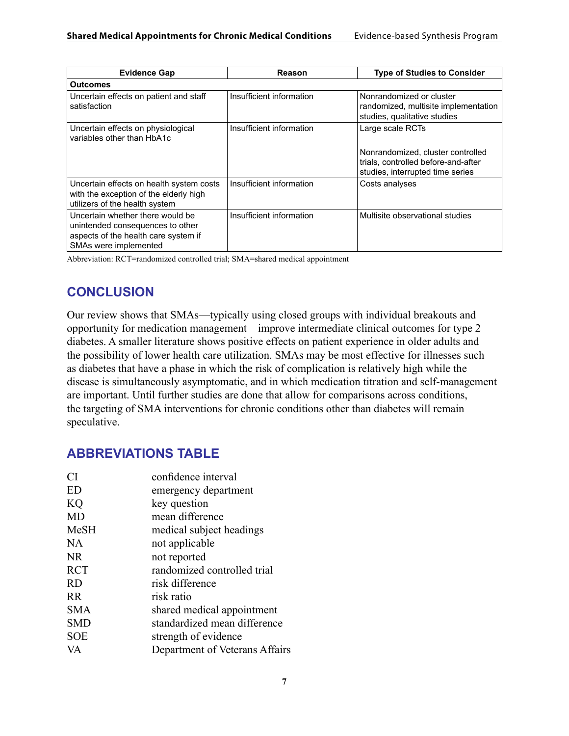| Evidence Gap | Reason | Type of Studies to Consider |
| --- | --- | --- |
| **Outcomes** | | |
| Uncertain effects on patient and staff satisfaction | Insufficient information | Nonrandomized or cluster randomized, multisite implementation studies, qualitative studies |
| Uncertain effects on physiological variables other than HbA1c | Insufficient information | Large scale RCTs<br><br>Nonrandomized, cluster controlled trials, controlled before-and-after studies, interrupted time series |
| Uncertain effects on health system costs with the exception of the elderly high utilizers of the health system | Insufficient information | Costs analyses |
| Uncertain whether there would be unintended consequences to other aspects of the health care system if SMAs were implemented | Insufficient information | Multisite observational studies |

Abbreviation: RCT=randomized controlled trial; SMA=shared medical appointment

## CONCLUSION

Our review shows that SMAs—typically using closed groups with individual breakouts and opportunity for medication management—improve intermediate clinical outcomes for type 2 diabetes. A smaller literature shows positive effects on patient experience in older adults and the possibility of lower health care utilization. SMAs may be most effective for illnesses such as diabetes that have a phase in which the risk of complication is relatively high while the disease is simultaneously asymptomatic, and in which medication titration and self-management are important. Until further studies are done that allow for comparisons across conditions, the targeting of SMA interventions for chronic conditions other than diabetes will remain speculative.

## ABBREVIATIONS TABLE

| | |
| --- | --- |
| CI | confidence interval |
| ED | emergency department |
| KQ | key question |
| MD | mean difference |
| MeSH | medical subject headings |
| NA | not applicable |
| NR | not reported |
| RCT | randomized controlled trial |
| RD | risk difference |
| RR | risk ratio |
| SMA | shared medical appointment |
| SMD | standardized mean difference |
| SOE | strength of evidence |
| VA | Department of Veterans Affairs |